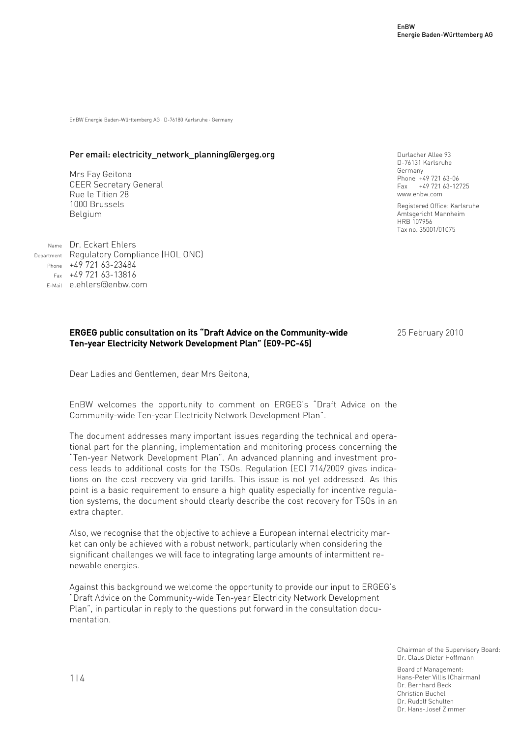EnBW
Energie Baden-Württemberg AG

EnBW Energie Baden-Württemberg AG · D-76180 Karlsruhe · Germany

**Per email: electricity_network_planning@ergeg.org**

Mrs Fay Geitona
CEER Secretary General
Rue le Titien 28
1000 Brussels
Belgium

Durlacher Allee 93
D-76131 Karlsruhe
Germany
Phone +49 721 63-06
Fax +49 721 63-12725
www.enbw.com

Registered Office: Karlsruhe
Amtsgericht Mannheim
HRB 107956
Tax no. 35001/01075

Name Dr. Eckart Ehlers
Department Regulatory Compliance (HOL ONC)
Phone +49 721 63-23484
Fax +49 721 63-13816
E-Mail e.ehlers@enbw.com

**ERGEG public consultation on its "Draft Advice on the Community-wide Ten-year Electricity Network Development Plan" (E09-PC-45)**

25 February 2010

Dear Ladies and Gentlemen, dear Mrs Geitona,

EnBW welcomes the opportunity to comment on ERGEG's "Draft Advice on the Community-wide Ten-year Electricity Network Development Plan".

The document addresses many important issues regarding the technical and operational part for the planning, implementation and monitoring process concerning the "Ten-year Network Development Plan". An advanced planning and investment process leads to additional costs for the TSOs. Regulation (EC) 714/2009 gives indications on the cost recovery via grid tariffs. This issue is not yet addressed. As this point is a basic requirement to ensure a high quality especially for incentive regulation systems, the document should clearly describe the cost recovery for TSOs in an extra chapter.

Also, we recognise that the objective to achieve a European internal electricity market can only be achieved with a robust network, particularly when considering the significant challenges we will face to integrating large amounts of intermittent renewable energies.

Against this background we welcome the opportunity to provide our input to ERGEG's "Draft Advice on the Community-wide Ten-year Electricity Network Development Plan", in particular in reply to the questions put forward in the consultation documentation.

Chairman of the Supervisory Board:
Dr. Claus Dieter Hoffmann

Board of Management:
Hans-Peter Villis (Chairman)
Dr. Bernhard Beck
Christian Buchel
Dr. Rudolf Schulten
Dr. Hans-Josef Zimmer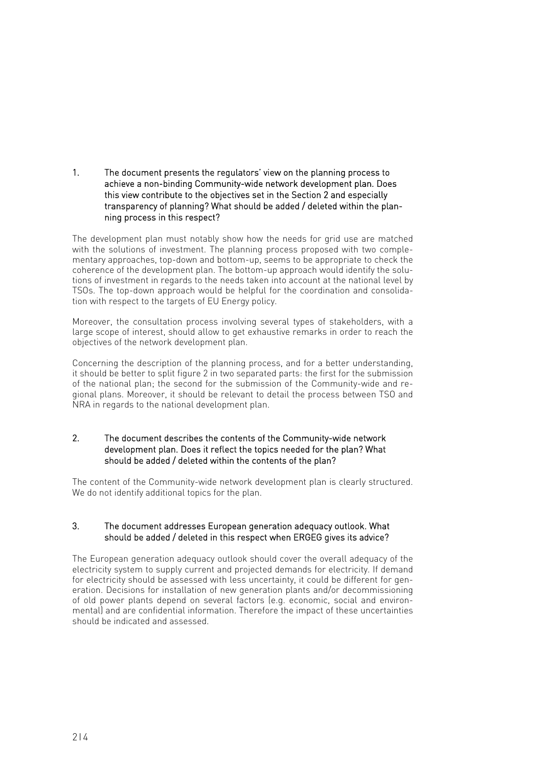1. **The document presents the regulators' view on the planning process to achieve a non-binding Community-wide network development plan. Does this view contribute to the objectives set in the Section 2 and especially transparency of planning? What should be added / deleted within the planning process in this respect?**

The development plan must notably show how the needs for grid use are matched with the solutions of investment. The planning process proposed with two complementary approaches, top-down and bottom-up, seems to be appropriate to check the coherence of the development plan. The bottom-up approach would identify the solutions of investment in regards to the needs taken into account at the national level by TSOs. The top-down approach would be helpful for the coordination and consolidation with respect to the targets of EU Energy policy.

Moreover, the consultation process involving several types of stakeholders, with a large scope of interest, should allow to get exhaustive remarks in order to reach the objectives of the network development plan.

Concerning the description of the planning process, and for a better understanding, it should be better to split figure 2 in two separated parts: the first for the submission of the national plan; the second for the submission of the Community-wide and regional plans. Moreover, it should be relevant to detail the process between TSO and NRA in regards to the national development plan.

2. **The document describes the contents of the Community-wide network development plan. Does it reflect the topics needed for the plan? What should be added / deleted within the contents of the plan?**

The content of the Community-wide network development plan is clearly structured. We do not identify additional topics for the plan.

3. **The document addresses European generation adequacy outlook. What should be added / deleted in this respect when ERGEG gives its advice?**

The European generation adequacy outlook should cover the overall adequacy of the electricity system to supply current and projected demands for electricity. If demand for electricity should be assessed with less uncertainty, it could be different for generation. Decisions for installation of new generation plants and/or decommissioning of old power plants depend on several factors (e.g. economic, social and environmental) and are confidential information. Therefore the impact of these uncertainties should be indicated and assessed.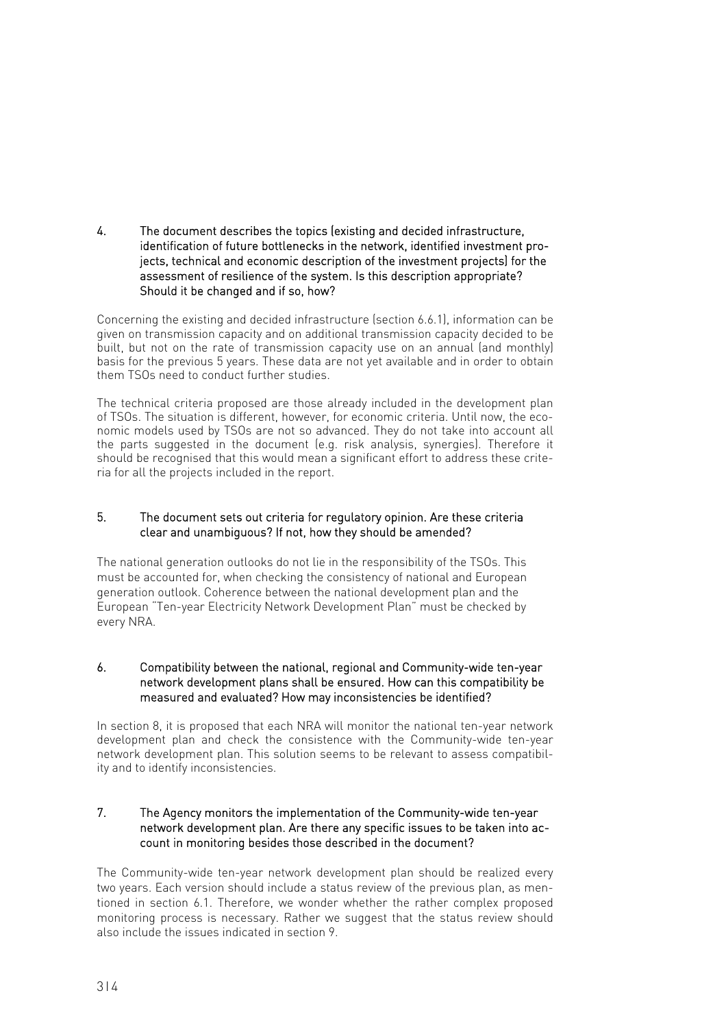4. The document describes the topics (existing and decided infrastructure, identification of future bottlenecks in the network, identified investment projects, technical and economic description of the investment projects) for the assessment of resilience of the system. Is this description appropriate? Should it be changed and if so, how?

Concerning the existing and decided infrastructure (section 6.6.1), information can be given on transmission capacity and on additional transmission capacity decided to be built, but not on the rate of transmission capacity use on an annual (and monthly) basis for the previous 5 years. These data are not yet available and in order to obtain them TSOs need to conduct further studies.

The technical criteria proposed are those already included in the development plan of TSOs. The situation is different, however, for economic criteria. Until now, the economic models used by TSOs are not so advanced. They do not take into account all the parts suggested in the document (e.g. risk analysis, synergies). Therefore it should be recognised that this would mean a significant effort to address these criteria for all the projects included in the report.

5. The document sets out criteria for regulatory opinion. Are these criteria clear and unambiguous? If not, how they should be amended?

The national generation outlooks do not lie in the responsibility of the TSOs. This must be accounted for, when checking the consistency of national and European generation outlook. Coherence between the national development plan and the European "Ten-year Electricity Network Development Plan" must be checked by every NRA.

6. Compatibility between the national, regional and Community-wide ten-year network development plans shall be ensured. How can this compatibility be measured and evaluated? How may inconsistencies be identified?

In section 8, it is proposed that each NRA will monitor the national ten-year network development plan and check the consistence with the Community-wide ten-year network development plan. This solution seems to be relevant to assess compatibility and to identify inconsistencies.

7. The Agency monitors the implementation of the Community-wide ten-year network development plan. Are there any specific issues to be taken into account in monitoring besides those described in the document?

The Community-wide ten-year network development plan should be realized every two years. Each version should include a status review of the previous plan, as mentioned in section 6.1. Therefore, we wonder whether the rather complex proposed monitoring process is necessary. Rather we suggest that the status review should also include the issues indicated in section 9.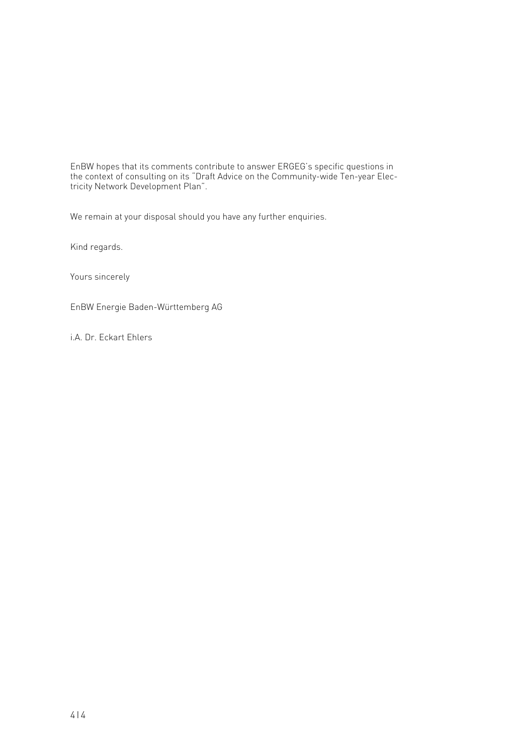EnBW hopes that its comments contribute to answer ERGEG's specific questions in the context of consulting on its "Draft Advice on the Community-wide Ten-year Electricity Network Development Plan".

We remain at your disposal should you have any further enquiries.

Kind regards.

Yours sincerely

EnBW Energie Baden-Württemberg AG

i.A. Dr. Eckart Ehlers